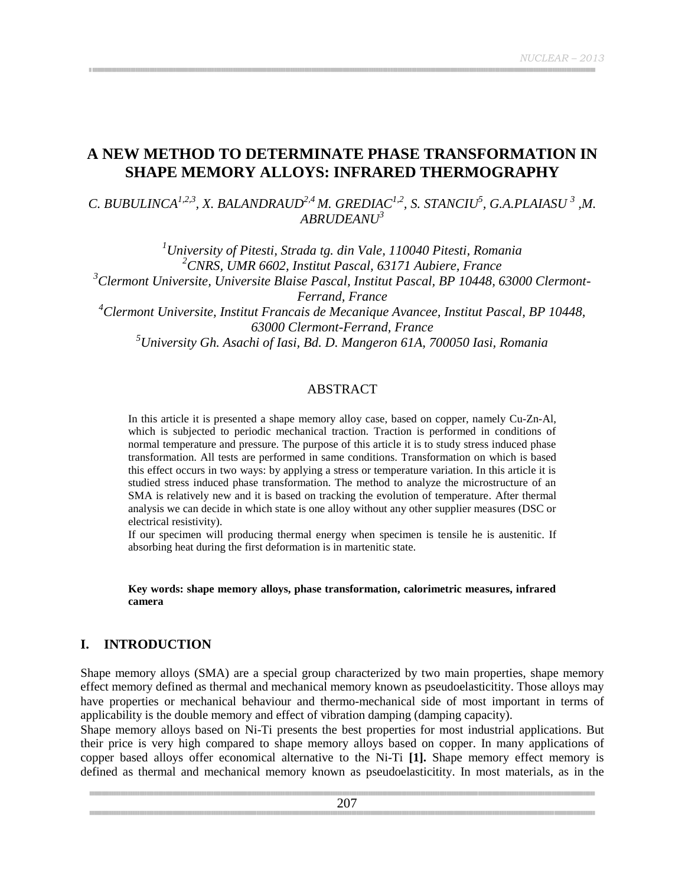# A NEW METHOD TO DETERMINATE PHASE TRANSFORMATION IN SHAPE MEMORY ALLOYS: INFRARED THERMOGRAPHY

*C. BUBULINCA[1,2,3], X. BALANDRAUD[2,4] M. GREDIAC[1,2], S. STANCIU[5], G.A.PLAIASU [3] ,M. ABRUDEANU[3]*

*[1]University of Pitesti, Strada tg. din Vale, 110040 Pitesti, Romania*
*[2]CNRS, UMR 6602, Institut Pascal, 63171 Aubiere, France*
*[3]Clermont Universite, Universite Blaise Pascal, Institut Pascal, BP 10448, 63000 Clermont-Ferrand, France*
*[4]Clermont Universite, Institut Francais de Mecanique Avancee, Institut Pascal, BP 10448, 63000 Clermont-Ferrand, France*
*[5]University Gh. Asachi of Iasi, Bd. D. Mangeron 61A, 700050 Iasi, Romania*

## ABSTRACT

In this article it is presented a shape memory alloy case, based on copper, namely Cu-Zn-Al, which is subjected to periodic mechanical traction. Traction is performed in conditions of normal temperature and pressure. The purpose of this article it is to study stress induced phase transformation. All tests are performed in same conditions. Transformation on which is based this effect occurs in two ways: by applying a stress or temperature variation. In this article it is studied stress induced phase transformation. The method to analyze the microstructure of an SMA is relatively new and it is based on tracking the evolution of temperature. After thermal analysis we can decide in which state is one alloy without any other supplier measures (DSC or electrical resistivity).

If our specimen will producing thermal energy when specimen is tensile he is austenitic. If absorbing heat during the first deformation is in martenitic state.

**Key words: shape memory alloys, phase transformation, calorimetric measures, infrared camera**

## I. INTRODUCTION

Shape memory alloys (SMA) are a special group characterized by two main properties, shape memory effect memory defined as thermal and mechanical memory known as pseudoelasticitity. Those alloys may have properties or mechanical behaviour and thermo-mechanical side of most important in terms of applicability is the double memory and effect of vibration damping (damping capacity).

Shape memory alloys based on Ni-Ti presents the best properties for most industrial applications. But their price is very high compared to shape memory alloys based on copper. In many applications of copper based alloys offer economical alternative to the Ni-Ti **[1].** Shape memory effect memory is defined as thermal and mechanical memory known as pseudoelasticitity. In most materials, as in the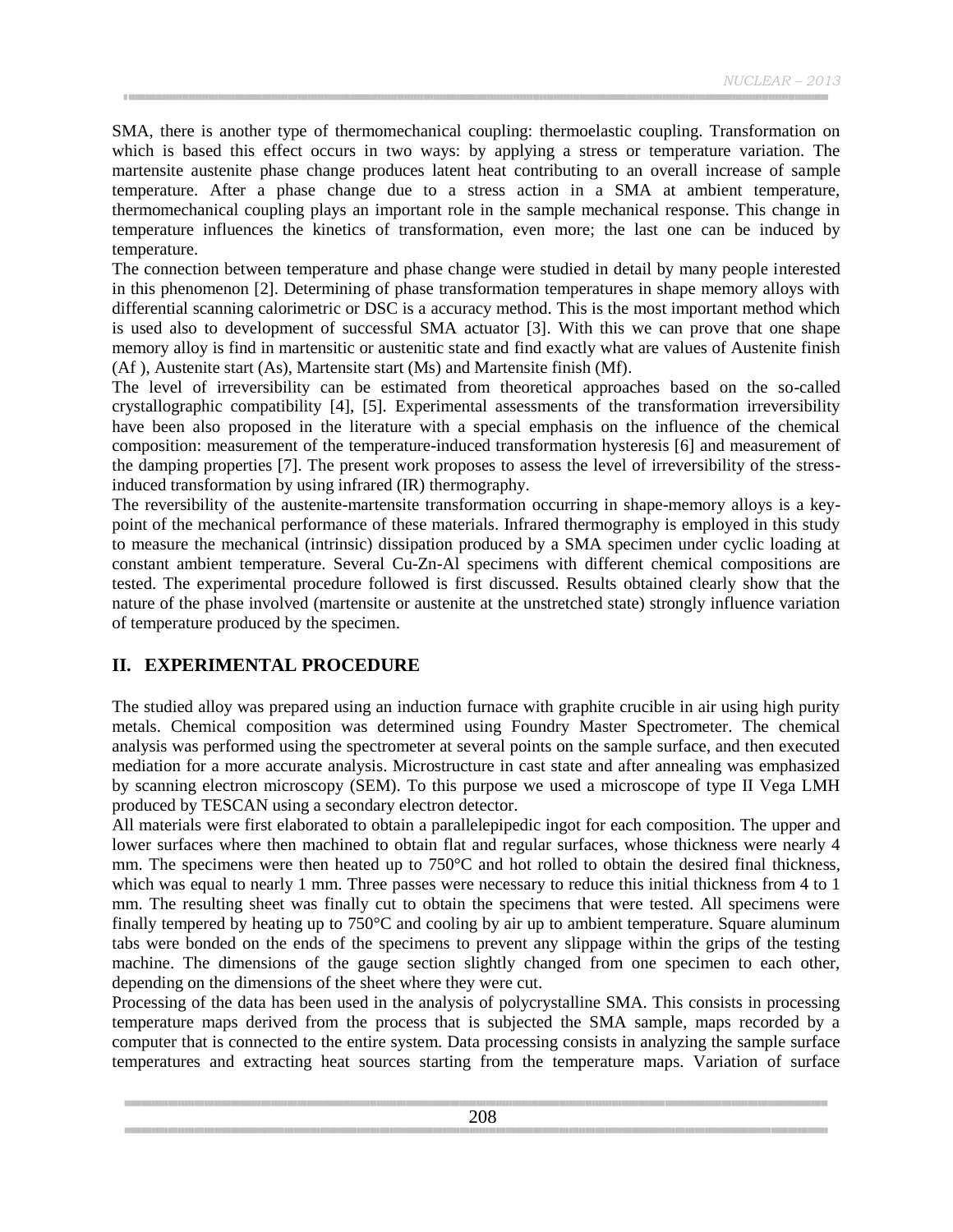SMA, there is another type of thermomechanical coupling: thermoelastic coupling. Transformation on which is based this effect occurs in two ways: by applying a stress or temperature variation. The martensite austenite phase change produces latent heat contributing to an overall increase of sample temperature. After a phase change due to a stress action in a SMA at ambient temperature, thermomechanical coupling plays an important role in the sample mechanical response. This change in temperature influences the kinetics of transformation, even more; the last one can be induced by temperature.

The connection between temperature and phase change were studied in detail by many people interested in this phenomenon [2]. Determining of phase transformation temperatures in shape memory alloys with differential scanning calorimetric or DSC is a accuracy method. This is the most important method which is used also to development of successful SMA actuator [3]. With this we can prove that one shape memory alloy is find in martensitic or austenitic state and find exactly what are values of Austenite finish (Af ), Austenite start (As), Martensite start (Ms) and Martensite finish (Mf).

The level of irreversibility can be estimated from theoretical approaches based on the so-called crystallographic compatibility [4], [5]. Experimental assessments of the transformation irreversibility have been also proposed in the literature with a special emphasis on the influence of the chemical composition: measurement of the temperature-induced transformation hysteresis [6] and measurement of the damping properties [7]. The present work proposes to assess the level of irreversibility of the stress-induced transformation by using infrared (IR) thermography.

The reversibility of the austenite-martensite transformation occurring in shape-memory alloys is a key-point of the mechanical performance of these materials. Infrared thermography is employed in this study to measure the mechanical (intrinsic) dissipation produced by a SMA specimen under cyclic loading at constant ambient temperature. Several Cu-Zn-Al specimens with different chemical compositions are tested. The experimental procedure followed is first discussed. Results obtained clearly show that the nature of the phase involved (martensite or austenite at the unstretched state) strongly influence variation of temperature produced by the specimen.

## II. EXPERIMENTAL PROCEDURE

The studied alloy was prepared using an induction furnace with graphite crucible in air using high purity metals. Chemical composition was determined using Foundry Master Spectrometer. The chemical analysis was performed using the spectrometer at several points on the sample surface, and then executed mediation for a more accurate analysis. Microstructure in cast state and after annealing was emphasized by scanning electron microscopy (SEM). To this purpose we used a microscope of type II Vega LMH produced by TESCAN using a secondary electron detector.

All materials were first elaborated to obtain a parallelepipedic ingot for each composition. The upper and lower surfaces where then machined to obtain flat and regular surfaces, whose thickness were nearly 4 mm. The specimens were then heated up to 750°C and hot rolled to obtain the desired final thickness, which was equal to nearly 1 mm. Three passes were necessary to reduce this initial thickness from 4 to 1 mm. The resulting sheet was finally cut to obtain the specimens that were tested. All specimens were finally tempered by heating up to 750°C and cooling by air up to ambient temperature. Square aluminum tabs were bonded on the ends of the specimens to prevent any slippage within the grips of the testing machine. The dimensions of the gauge section slightly changed from one specimen to each other, depending on the dimensions of the sheet where they were cut.

Processing of the data has been used in the analysis of polycrystalline SMA. This consists in processing temperature maps derived from the process that is subjected the SMA sample, maps recorded by a computer that is connected to the entire system. Data processing consists in analyzing the sample surface temperatures and extracting heat sources starting from the temperature maps. Variation of surface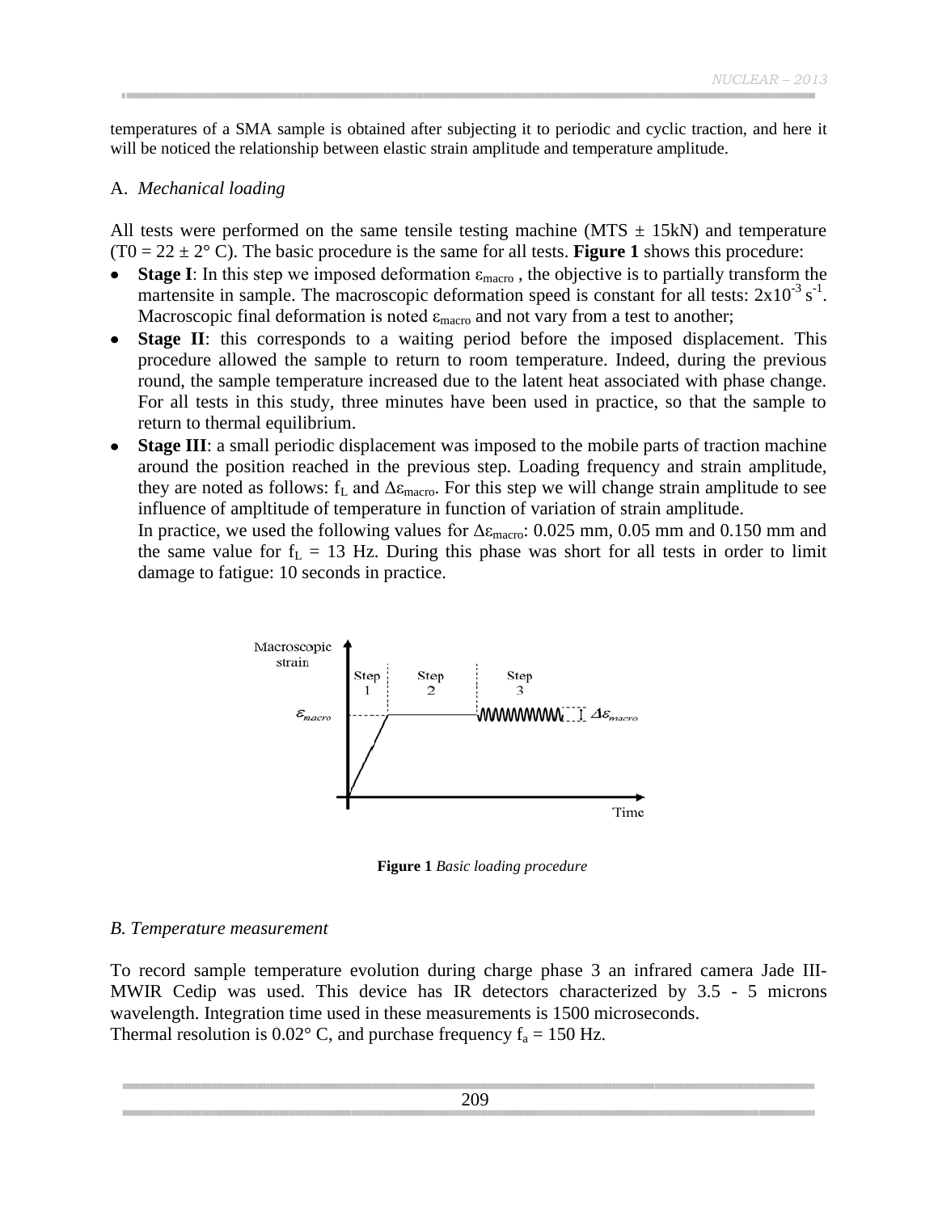temperatures of a SMA sample is obtained after subjecting it to periodic and cyclic traction, and here it will be noticed the relationship between elastic strain amplitude and temperature amplitude.

A. *Mechanical loading*

All tests were performed on the same tensile testing machine (MTS ± 15kN) and temperature (T0 = 22 ± 2° C). The basic procedure is the same for all tests. **Figure 1** shows this procedure:

- **Stage I**: In this step we imposed deformation $\varepsilon_{macro}$ , the objective is to partially transform the martensite in sample. The macroscopic deformation speed is constant for all tests: $2x10^{-3}$ $s^{-1}$. Macroscopic final deformation is noted $\varepsilon_{macro}$ and not vary from a test to another;
- **Stage II**: this corresponds to a waiting period before the imposed displacement. This procedure allowed the sample to return to room temperature. Indeed, during the previous round, the sample temperature increased due to the latent heat associated with phase change. For all tests in this study, three minutes have been used in practice, so that the sample to return to thermal equilibrium.
- **Stage III**: a small periodic displacement was imposed to the mobile parts of traction machine around the position reached in the previous step. Loading frequency and strain amplitude, they are noted as follows: $f_L$ and $\Delta\varepsilon_{macro}$. For this step we will change strain amplitude to see influence of ampltitude of temperature in function of variation of strain amplitude.

  In practice, we used the following values for $\Delta\varepsilon_{macro}$: 0.025 mm, 0.05 mm and 0.150 mm and the same value for $f_L$ = 13 Hz. During this phase was short for all tests in order to limit damage to fatigue: 10 seconds in practice.

**Figure 1** *Basic loading procedure*

*B. Temperature measurement*

To record sample temperature evolution during charge phase 3 an infrared camera Jade III-MWIR Cedip was used. This device has IR detectors characterized by 3.5 - 5 microns wavelength. Integration time used in these measurements is 1500 microseconds.
Thermal resolution is 0.02° C, and purchase frequency $f_a$ = 150 Hz.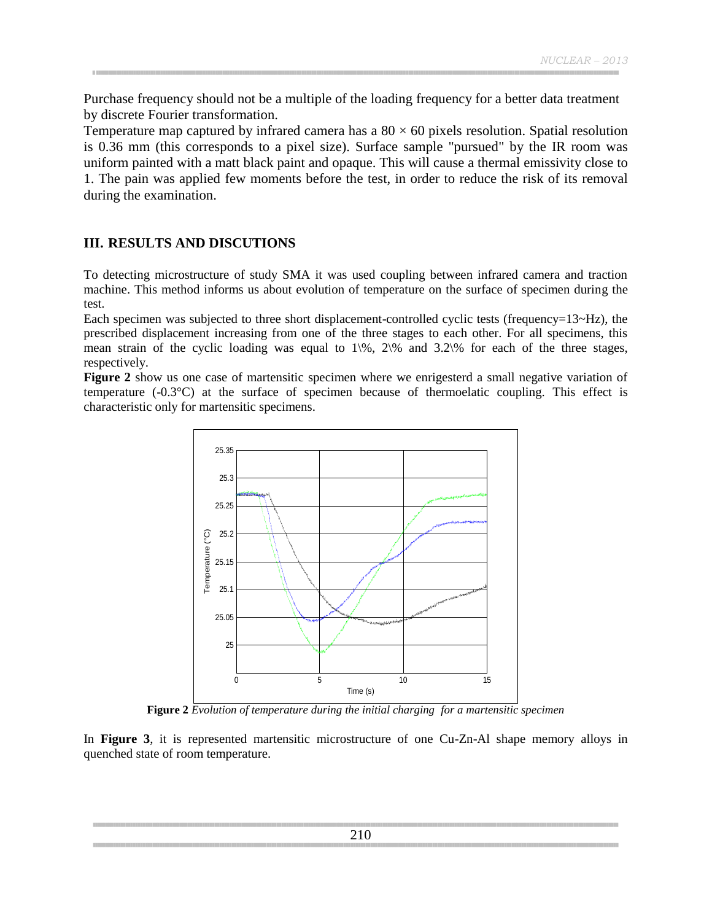Purchase frequency should not be a multiple of the loading frequency for a better data treatment by discrete Fourier transformation.

Temperature map captured by infrared camera has a 80 × 60 pixels resolution. Spatial resolution is 0.36 mm (this corresponds to a pixel size). Surface sample "pursued" by the IR room was uniform painted with a matt black paint and opaque. This will cause a thermal emissivity close to 1. The pain was applied few moments before the test, in order to reduce the risk of its removal during the examination.

## III. RESULTS AND DISCUTIONS

To detecting microstructure of study SMA it was used coupling between infrared camera and traction machine. This method informs us about evolution of temperature on the surface of specimen during the test.

Each specimen was subjected to three short displacement-controlled cyclic tests (frequency=13~Hz), the prescribed displacement increasing from one of the three stages to each other. For all specimens, this mean strain of the cyclic loading was equal to 1\%, 2\% and 3.2\% for each of the three stages, respectively.

**Figure 2** show us one case of martensitic specimen where we enrigesterd a small negative variation of temperature (-0.3°C) at the surface of specimen because of thermoelatic coupling. This effect is characteristic only for martensitic specimens.

**Figure 2** *Evolution of temperature during the initial charging for a martensitic specimen*

In **Figure 3**, it is represented martensitic microstructure of one Cu-Zn-Al shape memory alloys in quenched state of room temperature.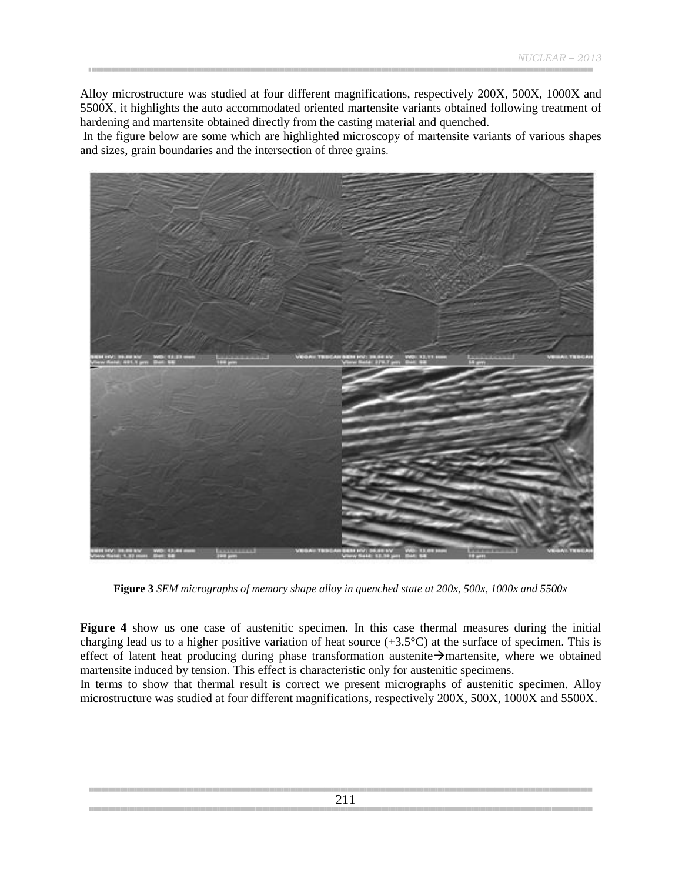Alloy microstructure was studied at four different magnifications, respectively 200X, 500X, 1000X and 5500X, it highlights the auto accommodated oriented martensite variants obtained following treatment of hardening and martensite obtained directly from the casting material and quenched.

In the figure below are some which are highlighted microscopy of martensite variants of various shapes and sizes, grain boundaries and the intersection of three grains.

**Figure 3** *SEM micrographs of memory shape alloy in quenched state at 200x, 500x, 1000x and 5500x*

**Figure 4** show us one case of austenitic specimen. In this case thermal measures during the initial charging lead us to a higher positive variation of heat source (+3.5°C) at the surface of specimen. This is effect of latent heat producing during phase transformation austenite→martensite, where we obtained martensite induced by tension. This effect is characteristic only for austenitic specimens.

In terms to show that thermal result is correct we present micrographs of austenitic specimen. Alloy microstructure was studied at four different magnifications, respectively 200X, 500X, 1000X and 5500X.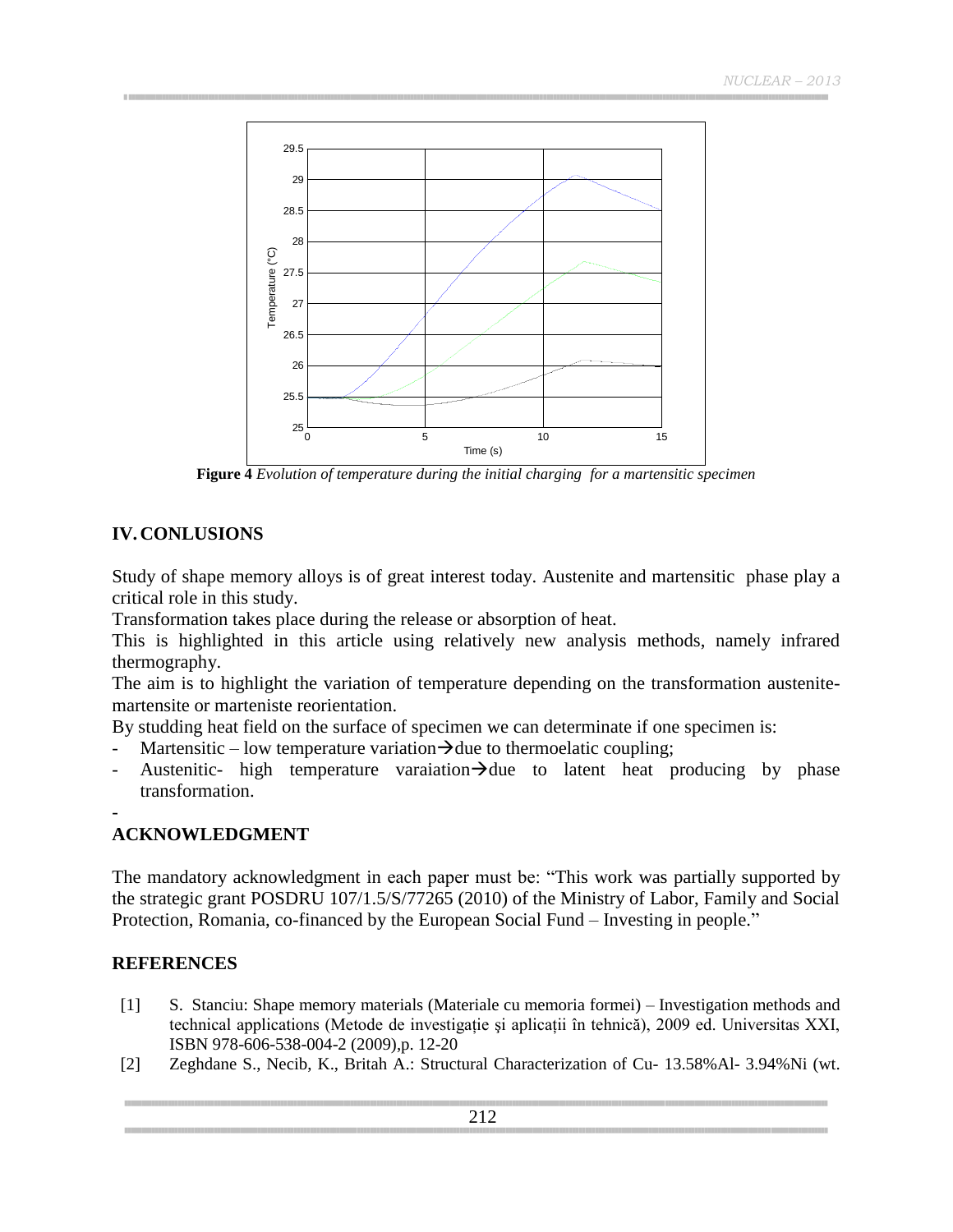**Figure 4** *Evolution of temperature during the initial charging for a martensitic specimen*

## IV. CONLUSIONS

Study of shape memory alloys is of great interest today. Austenite and martensitic phase play a critical role in this study.

Transformation takes place during the release or absorption of heat.

This is highlighted in this article using relatively new analysis methods, namely infrared thermography.

The aim is to highlight the variation of temperature depending on the transformation austenite-martensite or marteniste reorientation.

By studding heat field on the surface of specimen we can determinate if one specimen is:

- Martensitic – low temperature variation→due to thermoelatic coupling;
- Austenitic- high temperature varaiation→due to latent heat producing by phase transformation.

-

## ACKNOWLEDGMENT

The mandatory acknowledgment in each paper must be: "This work was partially supported by the strategic grant POSDRU 107/1.5/S/77265 (2010) of the Ministry of Labor, Family and Social Protection, Romania, co-financed by the European Social Fund – Investing in people."

## REFERENCES

[1] S. Stanciu: Shape memory materials (Materiale cu memoria formei) – Investigation methods and technical applications (Metode de investigație și aplicații în tehnică), 2009 ed. Universitas XXI, ISBN 978-606-538-004-2 (2009),p. 12-20

[2] Zeghdane S., Necib, K., Britah A.: Structural Characterization of Cu- 13.58%Al- 3.94%Ni (wt.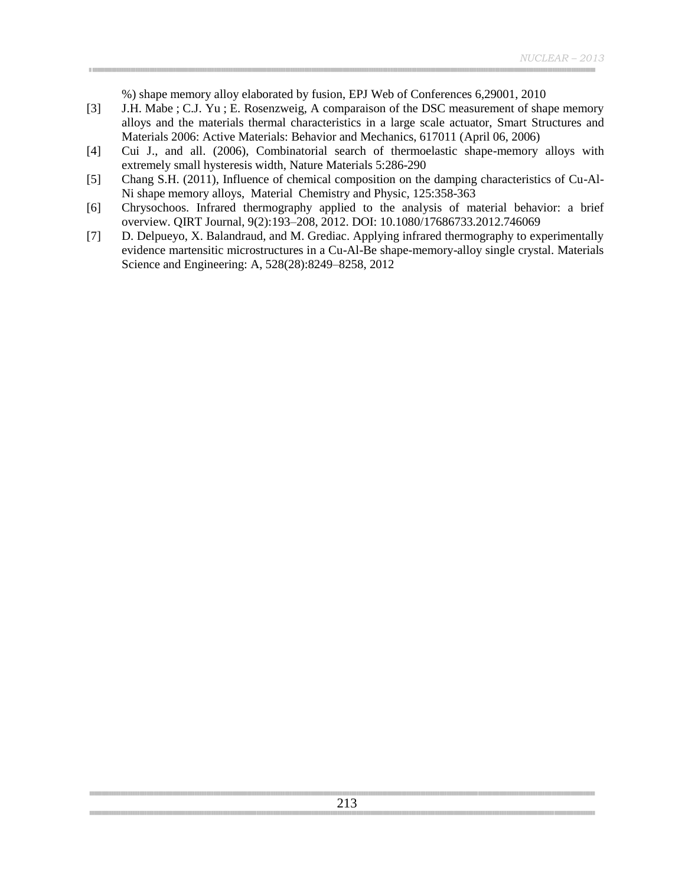%) shape memory alloy elaborated by fusion, EPJ Web of Conferences 6,29001, 2010

[3] J.H. Mabe ; C.J. Yu ; E. Rosenzweig, A comparaison of the DSC measurement of shape memory alloys and the materials thermal characteristics in a large scale actuator, Smart Structures and Materials 2006: Active Materials: Behavior and Mechanics, 617011 (April 06, 2006)

[4] Cui J., and all. (2006), Combinatorial search of thermoelastic shape-memory alloys with extremely small hysteresis width, Nature Materials 5:286-290

[5] Chang S.H. (2011), Influence of chemical composition on the damping characteristics of Cu-Al-Ni shape memory alloys, Material Chemistry and Physic, 125:358-363

[6] Chrysochoos. Infrared thermography applied to the analysis of material behavior: a brief overview. QIRT Journal, 9(2):193–208, 2012. DOI: 10.1080/17686733.2012.746069

[7] D. Delpueyo, X. Balandraud, and M. Grediac. Applying infrared thermography to experimentally evidence martensitic microstructures in a Cu-Al-Be shape-memory-alloy single crystal. Materials Science and Engineering: A, 528(28):8249–8258, 2012